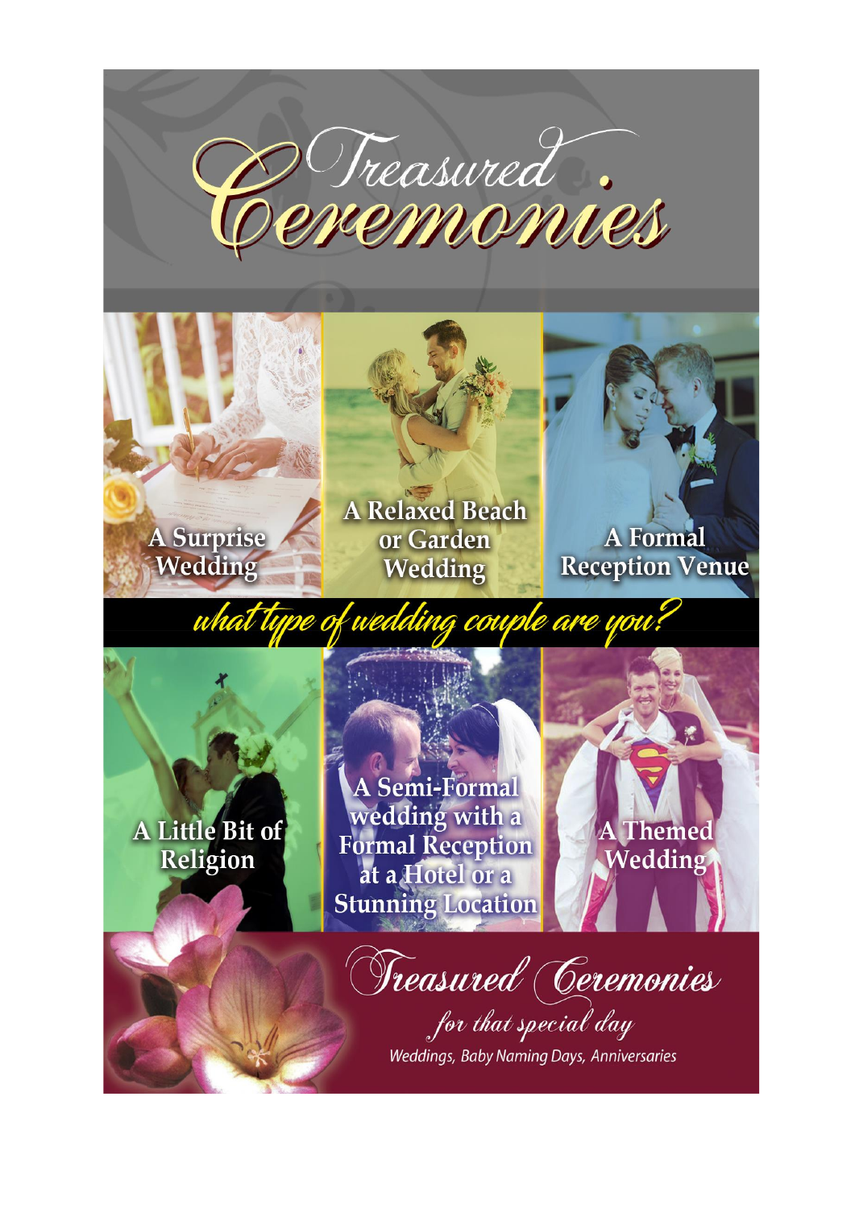# Treasured Ceremonies

A Surprise Wedding

A Relaxed Beach or Garden Wedding

A Formal Reception Venue

*what type of wedding couple are you?*

A Little Bit of Religion

A Semi-Formal wedding with a Formal Reception at a Hotel or a Stunning Location

A Themed Wedding

## Treasured Ceremonies

*for that special day*

*Weddings, Baby Naming Days, Anniversaries*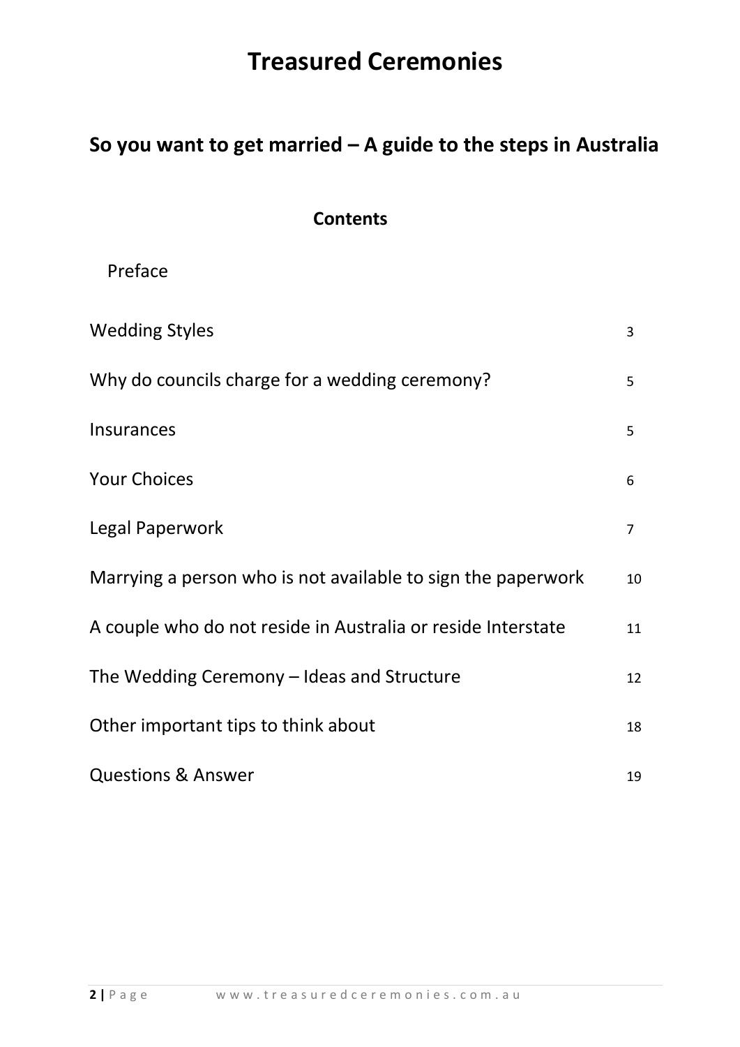# Treasured Ceremonies

## So you want to get married – A guide to the steps in Australia

### Contents

Preface

| | |
|---|---|
| Wedding Styles | 3 |
| Why do councils charge for a wedding ceremony? | 5 |
| Insurances | 5 |
| Your Choices | 6 |
| Legal Paperwork | 7 |
| Marrying a person who is not available to sign the paperwork | 10 |
| A couple who do not reside in Australia or reside Interstate | 11 |
| The Wedding Ceremony – Ideas and Structure | 12 |
| Other important tips to think about | 18 |
| Questions & Answer | 19 |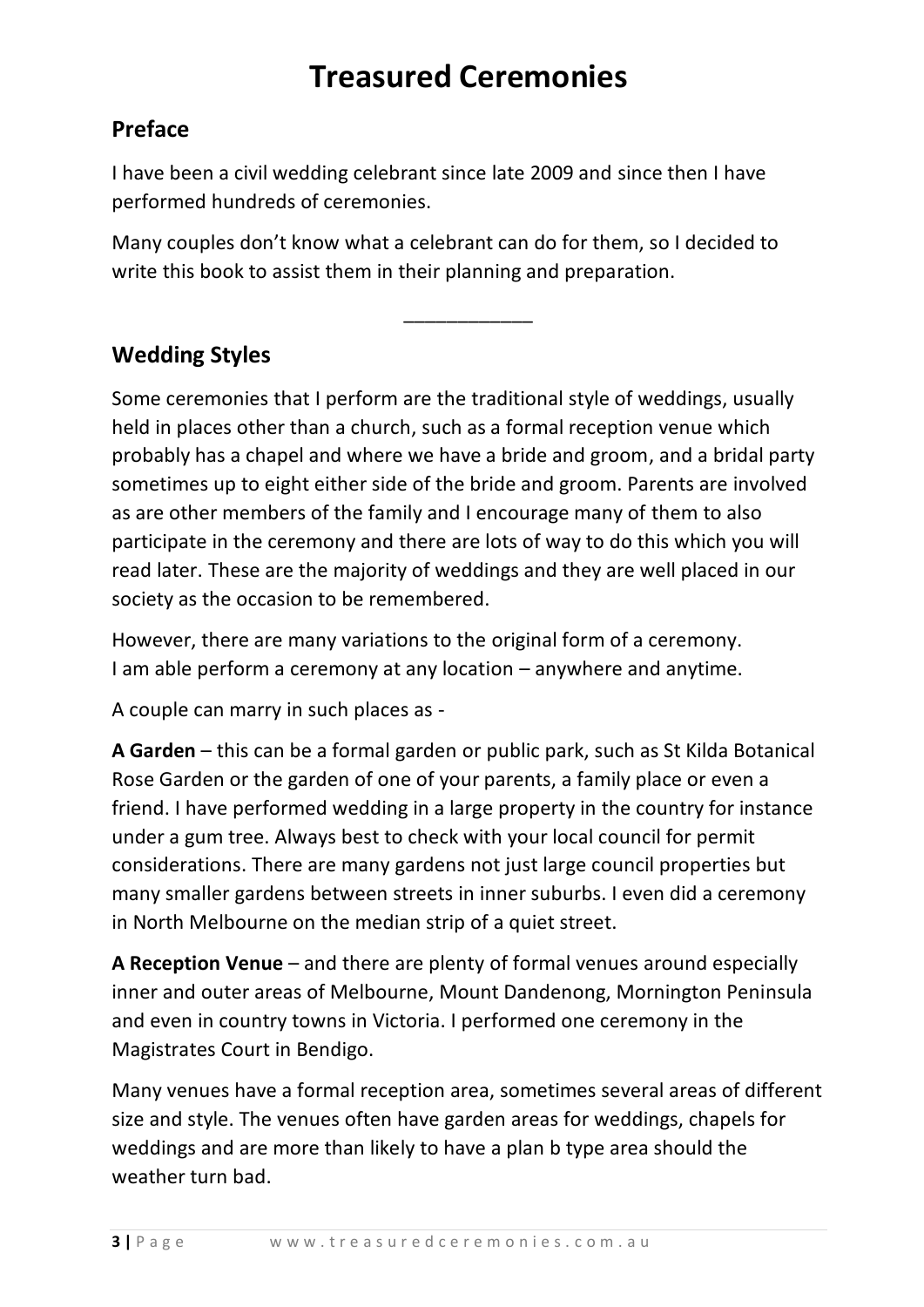# Treasured Ceremonies

## Preface

I have been a civil wedding celebrant since late 2009 and since then I have performed hundreds of ceremonies.

Many couples don't know what a celebrant can do for them, so I decided to write this book to assist them in their planning and preparation.

___________

## Wedding Styles

Some ceremonies that I perform are the traditional style of weddings, usually held in places other than a church, such as a formal reception venue which probably has a chapel and where we have a bride and groom, and a bridal party sometimes up to eight either side of the bride and groom. Parents are involved as are other members of the family and I encourage many of them to also participate in the ceremony and there are lots of way to do this which you will read later. These are the majority of weddings and they are well placed in our society as the occasion to be remembered.

However, there are many variations to the original form of a ceremony.
I am able perform a ceremony at any location – anywhere and anytime.

A couple can marry in such places as -

**A Garden** – this can be a formal garden or public park, such as St Kilda Botanical Rose Garden or the garden of one of your parents, a family place or even a friend. I have performed wedding in a large property in the country for instance under a gum tree. Always best to check with your local council for permit considerations. There are many gardens not just large council properties but many smaller gardens between streets in inner suburbs. I even did a ceremony in North Melbourne on the median strip of a quiet street.

**A Reception Venue** – and there are plenty of formal venues around especially inner and outer areas of Melbourne, Mount Dandenong, Mornington Peninsula and even in country towns in Victoria. I performed one ceremony in the Magistrates Court in Bendigo.

Many venues have a formal reception area, sometimes several areas of different size and style. The venues often have garden areas for weddings, chapels for weddings and are more than likely to have a plan b type area should the weather turn bad.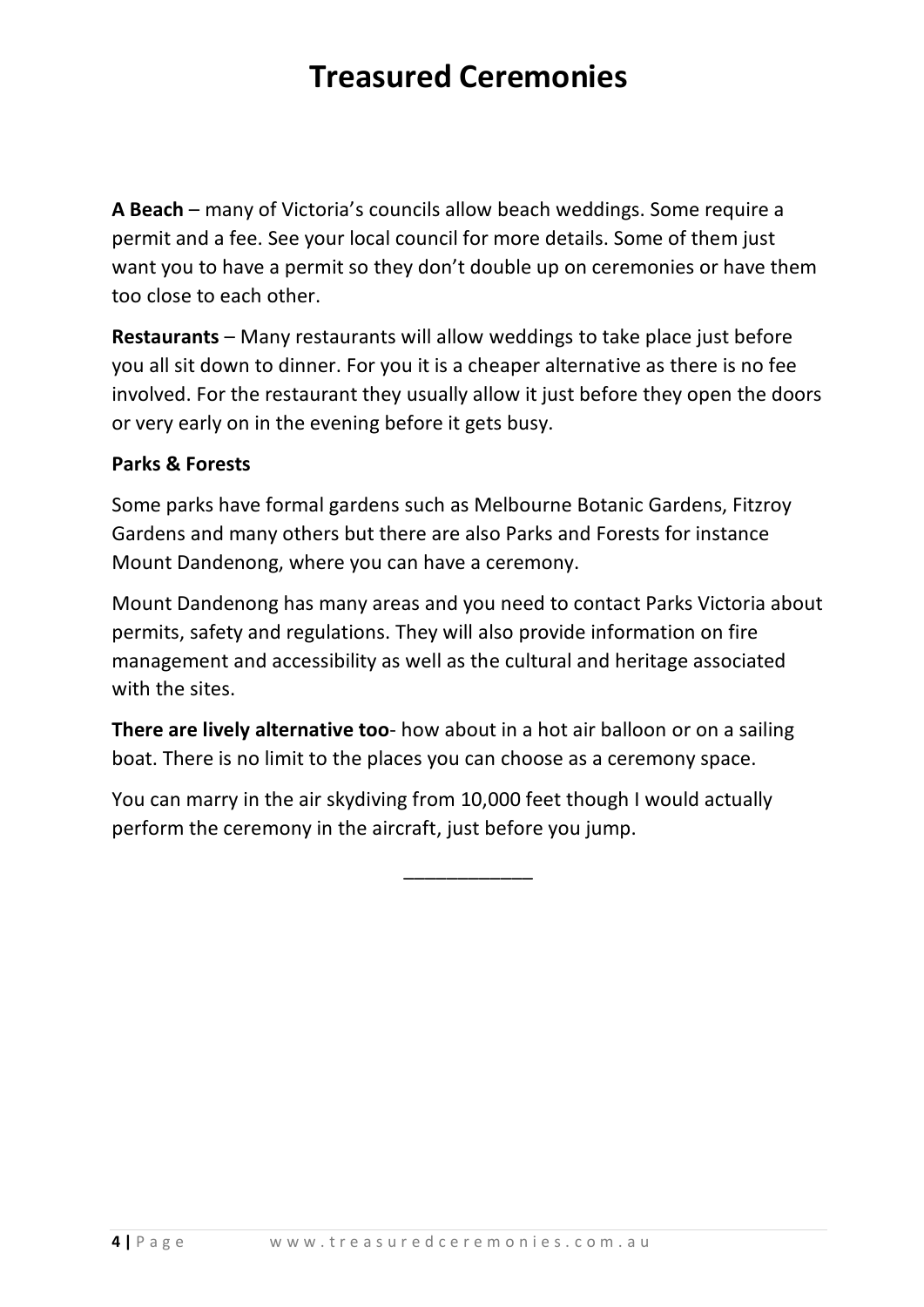# Treasured Ceremonies

**A Beach** – many of Victoria's councils allow beach weddings. Some require a permit and a fee. See your local council for more details. Some of them just want you to have a permit so they don't double up on ceremonies or have them too close to each other.

**Restaurants** – Many restaurants will allow weddings to take place just before you all sit down to dinner. For you it is a cheaper alternative as there is no fee involved. For the restaurant they usually allow it just before they open the doors or very early on in the evening before it gets busy.

**Parks & Forests**

Some parks have formal gardens such as Melbourne Botanic Gardens, Fitzroy Gardens and many others but there are also Parks and Forests for instance Mount Dandenong, where you can have a ceremony.

Mount Dandenong has many areas and you need to contact Parks Victoria about permits, safety and regulations. They will also provide information on fire management and accessibility as well as the cultural and heritage associated with the sites.

**There are lively alternative too**- how about in a hot air balloon or on a sailing boat. There is no limit to the places you can choose as a ceremony space.

You can marry in the air skydiving from 10,000 feet though I would actually perform the ceremony in the aircraft, just before you jump.

\_\_\_\_\_\_\_\_\_\_\_\_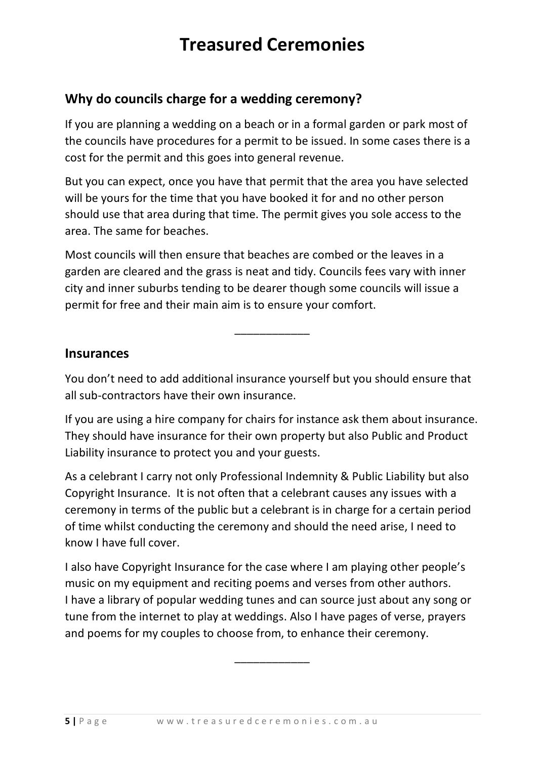# Treasured Ceremonies

## Why do councils charge for a wedding ceremony?

If you are planning a wedding on a beach or in a formal garden or park most of the councils have procedures for a permit to be issued. In some cases there is a cost for the permit and this goes into general revenue.

But you can expect, once you have that permit that the area you have selected will be yours for the time that you have booked it for and no other person should use that area during that time. The permit gives you sole access to the area. The same for beaches.

Most councils will then ensure that beaches are combed or the leaves in a garden are cleared and the grass is neat and tidy. Councils fees vary with inner city and inner suburbs tending to be dearer though some councils will issue a permit for free and their main aim is to ensure your comfort.

___________

## Insurances

You don't need to add additional insurance yourself but you should ensure that all sub-contractors have their own insurance.

If you are using a hire company for chairs for instance ask them about insurance. They should have insurance for their own property but also Public and Product Liability insurance to protect you and your guests.

As a celebrant I carry not only Professional Indemnity & Public Liability but also Copyright Insurance. It is not often that a celebrant causes any issues with a ceremony in terms of the public but a celebrant is in charge for a certain period of time whilst conducting the ceremony and should the need arise, I need to know I have full cover.

I also have Copyright Insurance for the case where I am playing other people's music on my equipment and reciting poems and verses from other authors. I have a library of popular wedding tunes and can source just about any song or tune from the internet to play at weddings. Also I have pages of verse, prayers and poems for my couples to choose from, to enhance their ceremony.

___________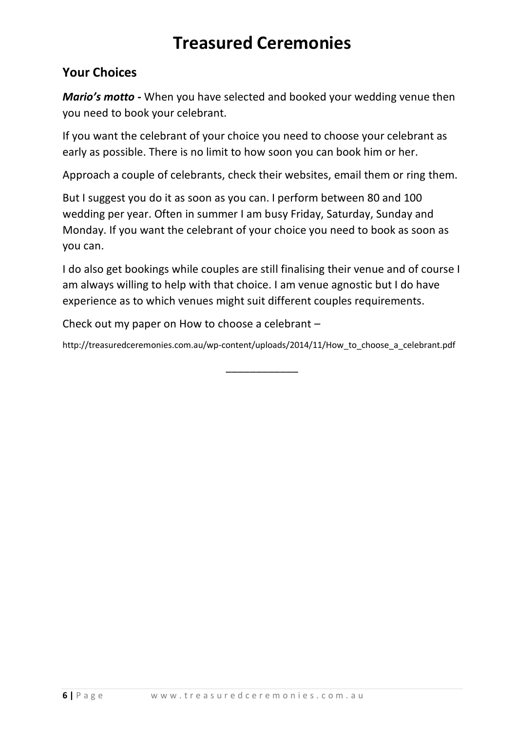# Treasured Ceremonies

## Your Choices

***Mario's motto*** **-** When you have selected and booked your wedding venue then you need to book your celebrant.

If you want the celebrant of your choice you need to choose your celebrant as early as possible. There is no limit to how soon you can book him or her.

Approach a couple of celebrants, check their websites, email them or ring them.

But I suggest you do it as soon as you can. I perform between 80 and 100 wedding per year. Often in summer I am busy Friday, Saturday, Sunday and Monday. If you want the celebrant of your choice you need to book as soon as you can.

I do also get bookings while couples are still finalising their venue and of course I am always willing to help with that choice. I am venue agnostic but I do have experience as to which venues might suit different couples requirements.

Check out my paper on How to choose a celebrant –

http://treasuredceremonies.com.au/wp-content/uploads/2014/11/How_to_choose_a_celebrant.pdf

_____________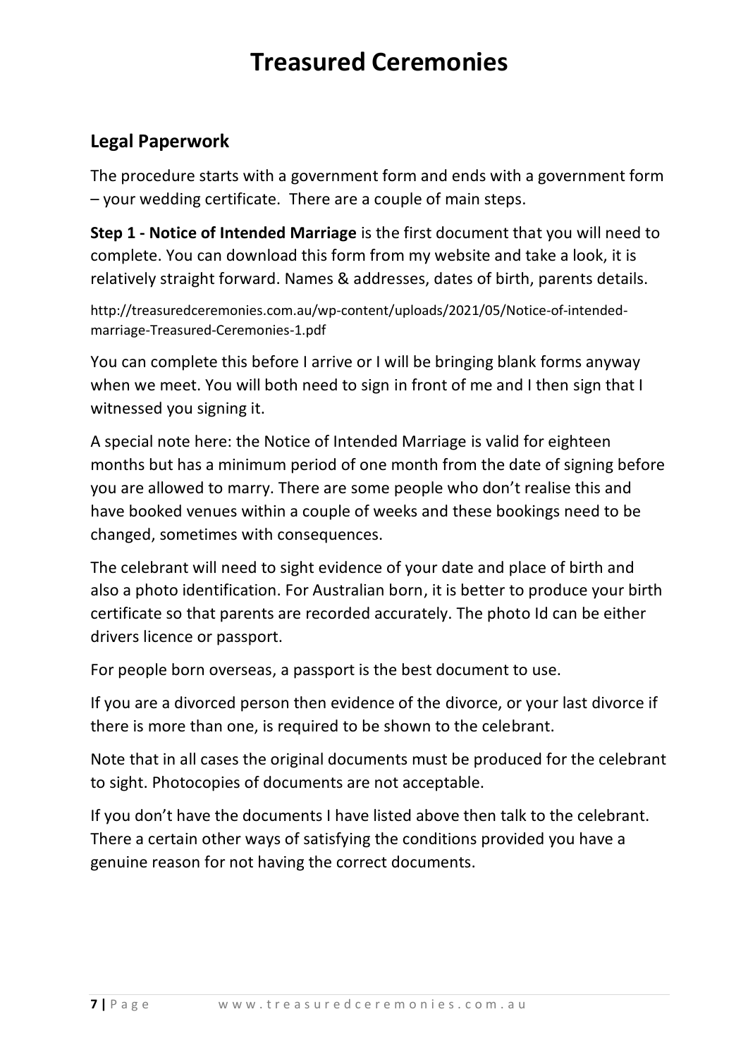# Treasured Ceremonies

## Legal Paperwork

The procedure starts with a government form and ends with a government form – your wedding certificate. There are a couple of main steps.

**Step 1 - Notice of Intended Marriage** is the first document that you will need to complete. You can download this form from my website and take a look, it is relatively straight forward. Names & addresses, dates of birth, parents details.

http://treasuredceremonies.com.au/wp-content/uploads/2021/05/Notice-of-intended-marriage-Treasured-Ceremonies-1.pdf

You can complete this before I arrive or I will be bringing blank forms anyway when we meet. You will both need to sign in front of me and I then sign that I witnessed you signing it.

A special note here: the Notice of Intended Marriage is valid for eighteen months but has a minimum period of one month from the date of signing before you are allowed to marry. There are some people who don't realise this and have booked venues within a couple of weeks and these bookings need to be changed, sometimes with consequences.

The celebrant will need to sight evidence of your date and place of birth and also a photo identification. For Australian born, it is better to produce your birth certificate so that parents are recorded accurately. The photo Id can be either drivers licence or passport.

For people born overseas, a passport is the best document to use.

If you are a divorced person then evidence of the divorce, or your last divorce if there is more than one, is required to be shown to the celebrant.

Note that in all cases the original documents must be produced for the celebrant to sight. Photocopies of documents are not acceptable.

If you don't have the documents I have listed above then talk to the celebrant. There a certain other ways of satisfying the conditions provided you have a genuine reason for not having the correct documents.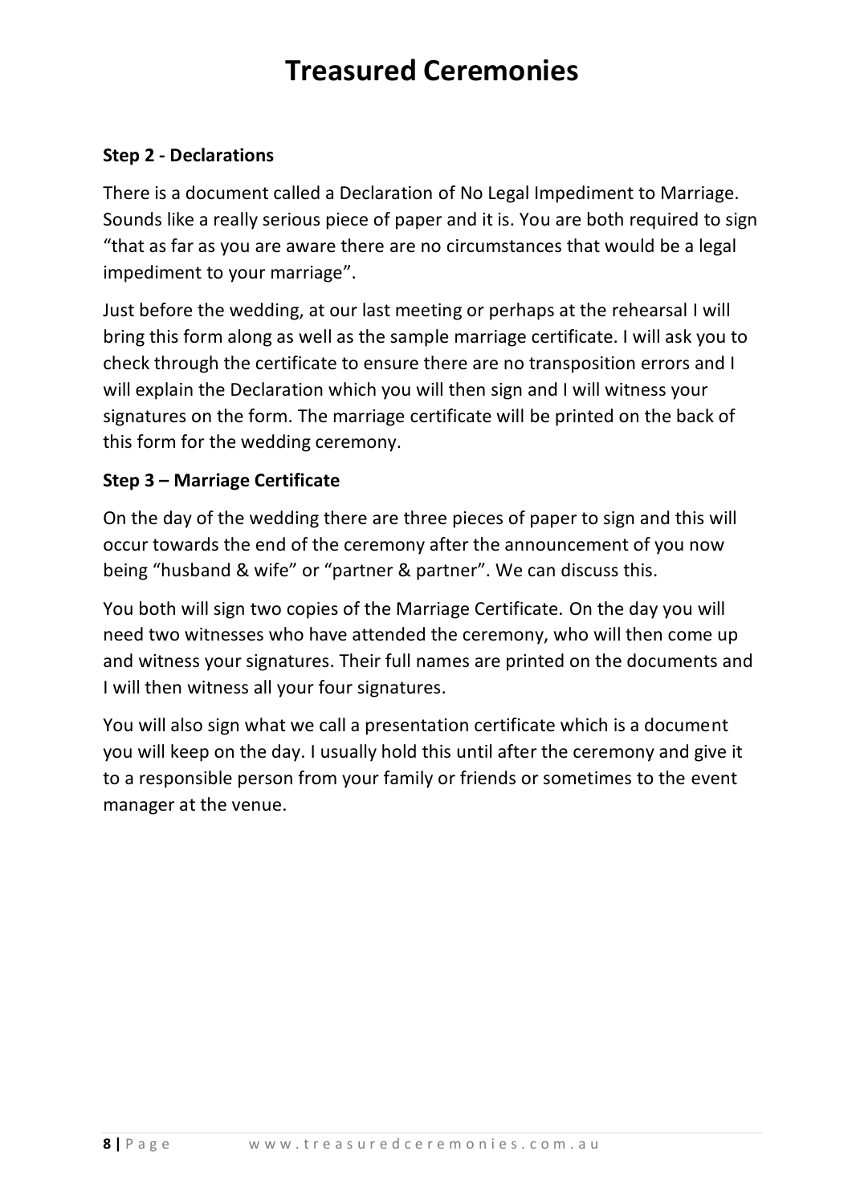### Step 2 - Declarations

There is a document called a Declaration of No Legal Impediment to Marriage. Sounds like a really serious piece of paper and it is. You are both required to sign "that as far as you are aware there are no circumstances that would be a legal impediment to your marriage".

Just before the wedding, at our last meeting or perhaps at the rehearsal I will bring this form along as well as the sample marriage certificate. I will ask you to check through the certificate to ensure there are no transposition errors and I will explain the Declaration which you will then sign and I will witness your signatures on the form. The marriage certificate will be printed on the back of this form for the wedding ceremony.

### Step 3 – Marriage Certificate

On the day of the wedding there are three pieces of paper to sign and this will occur towards the end of the ceremony after the announcement of you now being "husband & wife" or "partner & partner". We can discuss this.

You both will sign two copies of the Marriage Certificate. On the day you will need two witnesses who have attended the ceremony, who will then come up and witness your signatures. Their full names are printed on the documents and I will then witness all your four signatures.

You will also sign what we call a presentation certificate which is a document you will keep on the day. I usually hold this until after the ceremony and give it to a responsible person from your family or friends or sometimes to the event manager at the venue.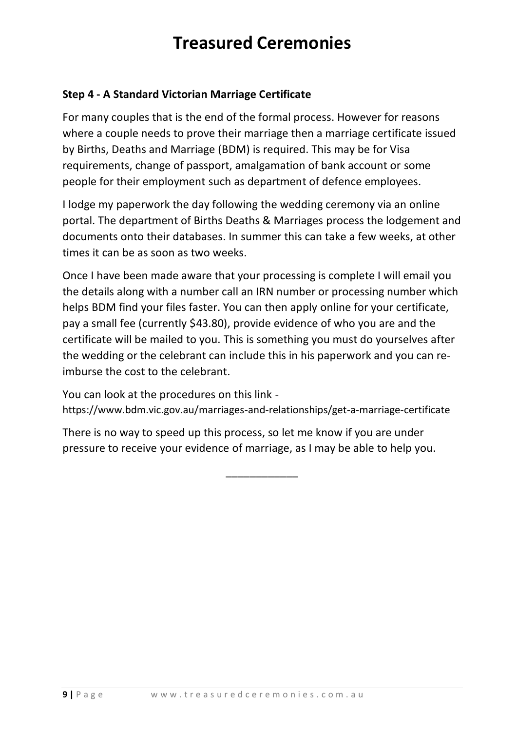# Treasured Ceremonies

**Step 4 - A Standard Victorian Marriage Certificate**

For many couples that is the end of the formal process. However for reasons where a couple needs to prove their marriage then a marriage certificate issued by Births, Deaths and Marriage (BDM) is required. This may be for Visa requirements, change of passport, amalgamation of bank account or some people for their employment such as department of defence employees.

I lodge my paperwork the day following the wedding ceremony via an online portal. The department of Births Deaths & Marriages process the lodgement and documents onto their databases. In summer this can take a few weeks, at other times it can be as soon as two weeks.

Once I have been made aware that your processing is complete I will email you the details along with a number call an IRN number or processing number which helps BDM find your files faster. You can then apply online for your certificate, pay a small fee (currently $43.80), provide evidence of who you are and the certificate will be mailed to you. This is something you must do yourselves after the wedding or the celebrant can include this in his paperwork and you can re-imburse the cost to the celebrant.

You can look at the procedures on this link - https://www.bdm.vic.gov.au/marriages-and-relationships/get-a-marriage-certificate

There is no way to speed up this process, so let me know if you are under pressure to receive your evidence of marriage, as I may be able to help you.

___________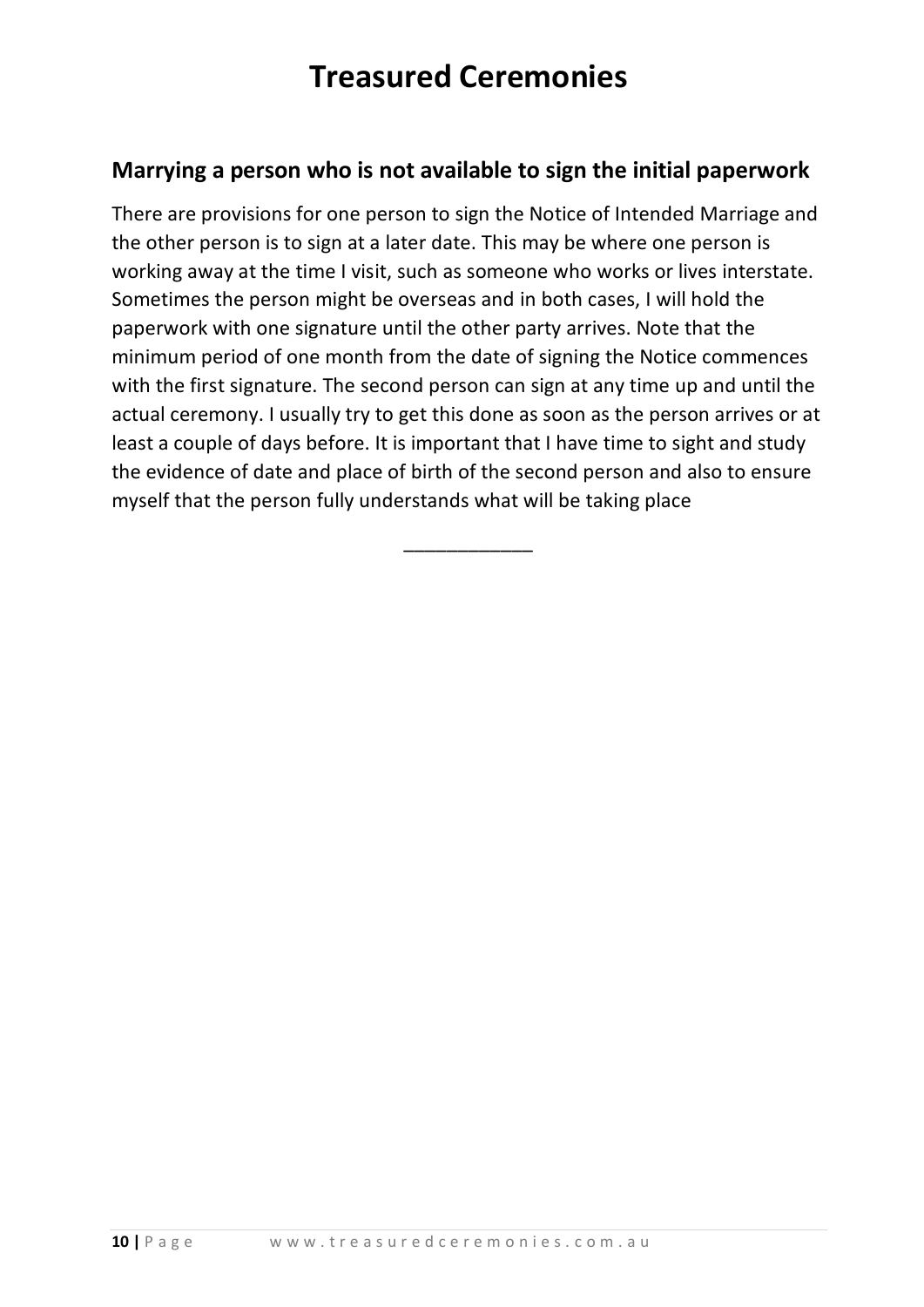## Marrying a person who is not available to sign the initial paperwork

There are provisions for one person to sign the Notice of Intended Marriage and the other person is to sign at a later date. This may be where one person is working away at the time I visit, such as someone who works or lives interstate. Sometimes the person might be overseas and in both cases, I will hold the paperwork with one signature until the other party arrives. Note that the minimum period of one month from the date of signing the Notice commences with the first signature. The second person can sign at any time up and until the actual ceremony. I usually try to get this done as soon as the person arrives or at least a couple of days before. It is important that I have time to sight and study the evidence of date and place of birth of the second person and also to ensure myself that the person fully understands what will be taking place

\_\_\_\_\_\_\_\_\_\_\_\_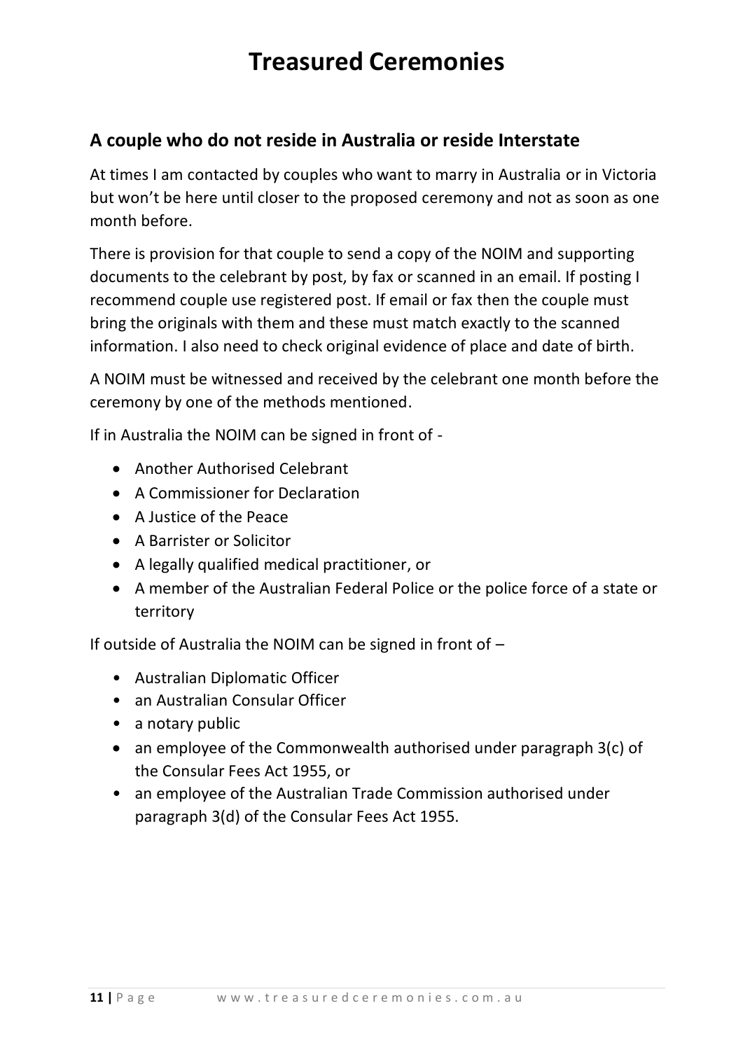# Treasured Ceremonies

## A couple who do not reside in Australia or reside Interstate

At times I am contacted by couples who want to marry in Australia or in Victoria but won't be here until closer to the proposed ceremony and not as soon as one month before.

There is provision for that couple to send a copy of the NOIM and supporting documents to the celebrant by post, by fax or scanned in an email. If posting I recommend couple use registered post. If email or fax then the couple must bring the originals with them and these must match exactly to the scanned information. I also need to check original evidence of place and date of birth.

A NOIM must be witnessed and received by the celebrant one month before the ceremony by one of the methods mentioned.

If in Australia the NOIM can be signed in front of -

- Another Authorised Celebrant
- A Commissioner for Declaration
- A Justice of the Peace
- A Barrister or Solicitor
- A legally qualified medical practitioner, or
- A member of the Australian Federal Police or the police force of a state or territory

If outside of Australia the NOIM can be signed in front of –

- Australian Diplomatic Officer
- an Australian Consular Officer
- a notary public
- an employee of the Commonwealth authorised under paragraph 3(c) of the Consular Fees Act 1955, or
- an employee of the Australian Trade Commission authorised under paragraph 3(d) of the Consular Fees Act 1955.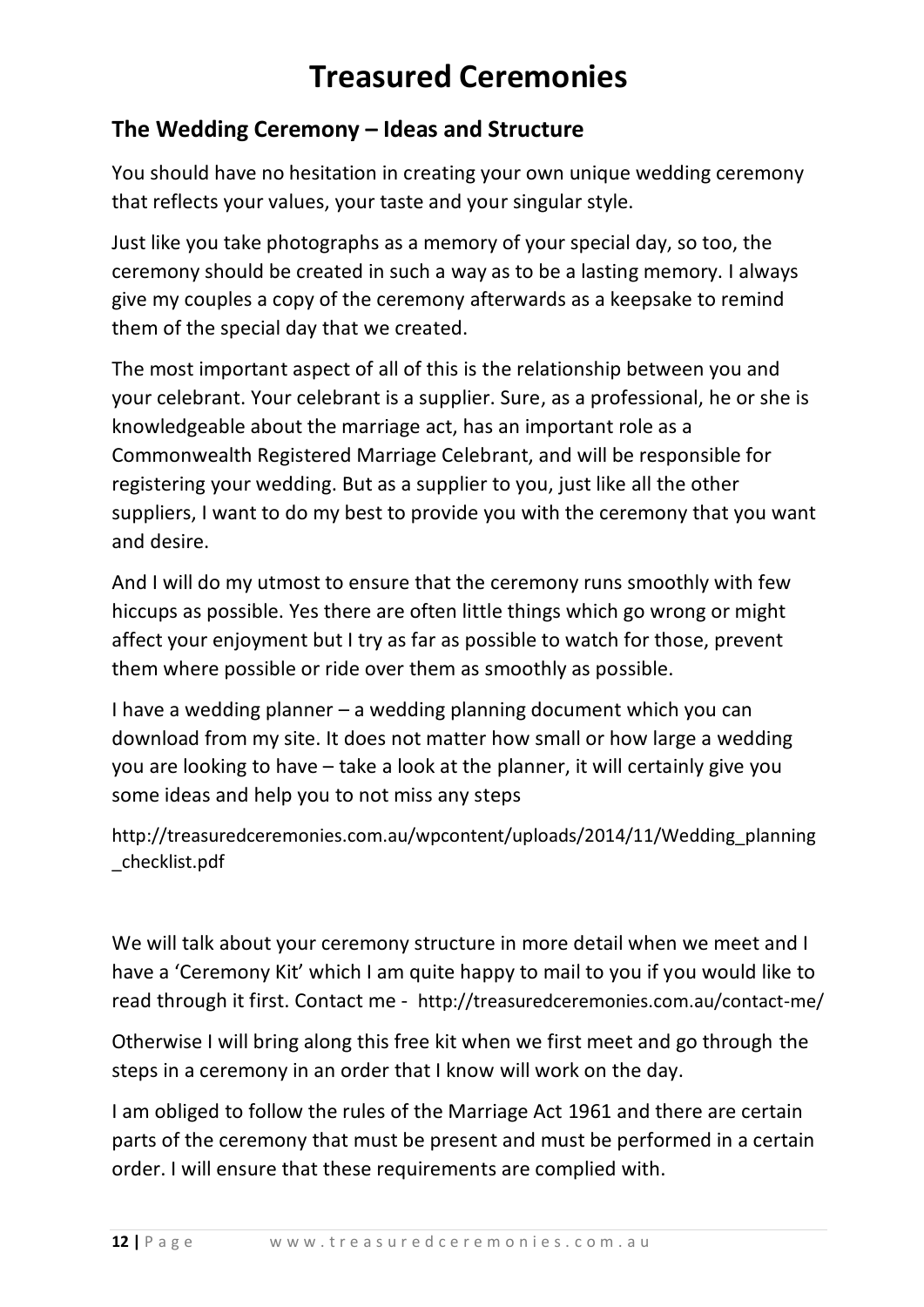# Treasured Ceremonies

## The Wedding Ceremony – Ideas and Structure

You should have no hesitation in creating your own unique wedding ceremony that reflects your values, your taste and your singular style.

Just like you take photographs as a memory of your special day, so too, the ceremony should be created in such a way as to be a lasting memory. I always give my couples a copy of the ceremony afterwards as a keepsake to remind them of the special day that we created.

The most important aspect of all of this is the relationship between you and your celebrant. Your celebrant is a supplier. Sure, as a professional, he or she is knowledgeable about the marriage act, has an important role as a Commonwealth Registered Marriage Celebrant, and will be responsible for registering your wedding. But as a supplier to you, just like all the other suppliers, I want to do my best to provide you with the ceremony that you want and desire.

And I will do my utmost to ensure that the ceremony runs smoothly with few hiccups as possible. Yes there are often little things which go wrong or might affect your enjoyment but I try as far as possible to watch for those, prevent them where possible or ride over them as smoothly as possible.

I have a wedding planner – a wedding planning document which you can download from my site. It does not matter how small or how large a wedding you are looking to have – take a look at the planner, it will certainly give you some ideas and help you to not miss any steps

http://treasuredceremonies.com.au/wpcontent/uploads/2014/11/Wedding_planning_checklist.pdf

We will talk about your ceremony structure in more detail when we meet and I have a 'Ceremony Kit' which I am quite happy to mail to you if you would like to read through it first. Contact me - http://treasuredceremonies.com.au/contact-me/

Otherwise I will bring along this free kit when we first meet and go through the steps in a ceremony in an order that I know will work on the day.

I am obliged to follow the rules of the Marriage Act 1961 and there are certain parts of the ceremony that must be present and must be performed in a certain order. I will ensure that these requirements are complied with.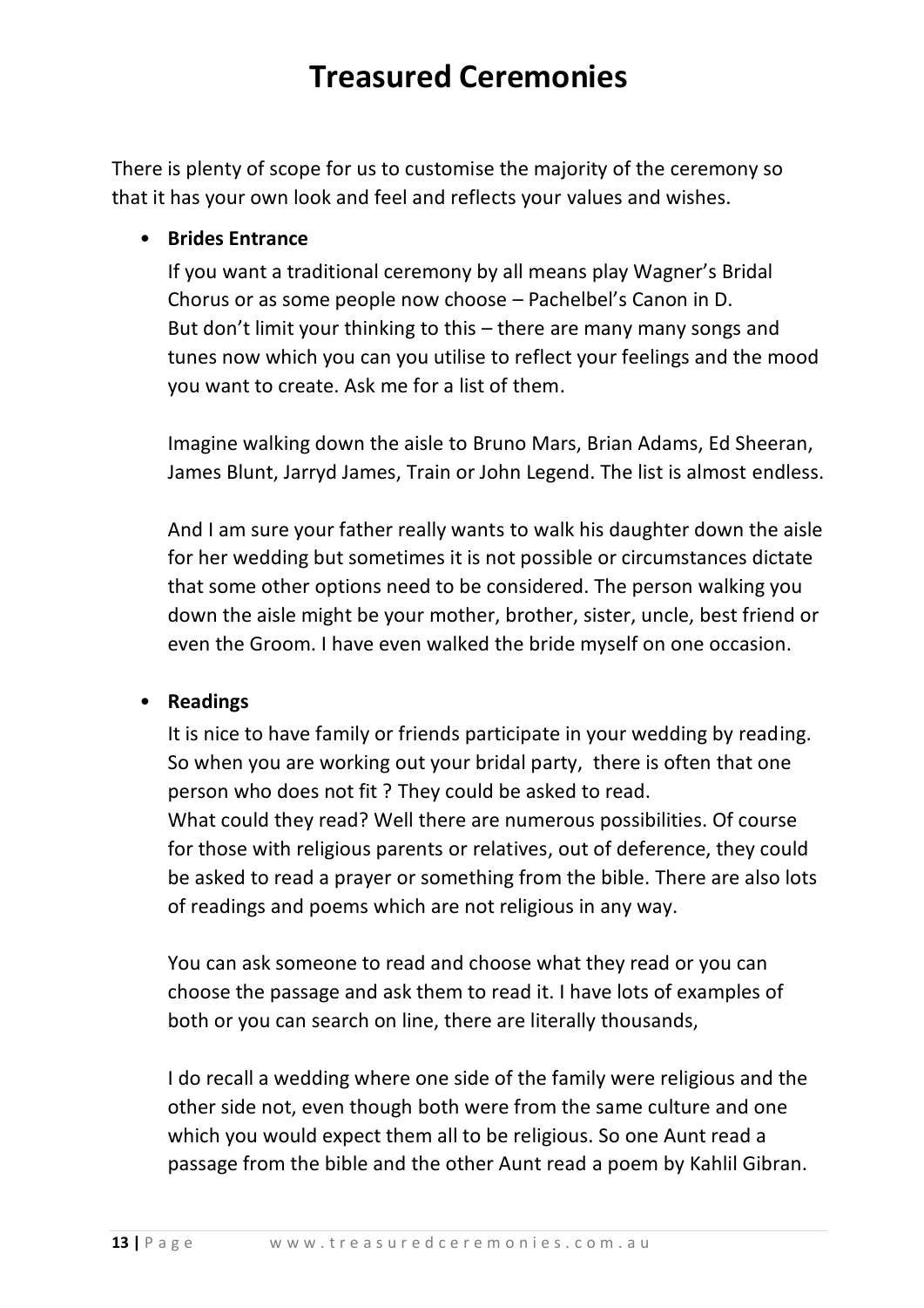# Treasured Ceremonies

There is plenty of scope for us to customise the majority of the ceremony so that it has your own look and feel and reflects your values and wishes.

- **Brides Entrance**

  If you want a traditional ceremony by all means play Wagner's Bridal Chorus or as some people now choose – Pachelbel's Canon in D. But don't limit your thinking to this – there are many many songs and tunes now which you can you utilise to reflect your feelings and the mood you want to create. Ask me for a list of them.

  Imagine walking down the aisle to Bruno Mars, Brian Adams, Ed Sheeran, James Blunt, Jarryd James, Train or John Legend. The list is almost endless.

  And I am sure your father really wants to walk his daughter down the aisle for her wedding but sometimes it is not possible or circumstances dictate that some other options need to be considered. The person walking you down the aisle might be your mother, brother, sister, uncle, best friend or even the Groom. I have even walked the bride myself on one occasion.

- **Readings**

  It is nice to have family or friends participate in your wedding by reading. So when you are working out your bridal party, there is often that one person who does not fit ? They could be asked to read.
  What could they read? Well there are numerous possibilities. Of course for those with religious parents or relatives, out of deference, they could be asked to read a prayer or something from the bible. There are also lots of readings and poems which are not religious in any way.

  You can ask someone to read and choose what they read or you can choose the passage and ask them to read it. I have lots of examples of both or you can search on line, there are literally thousands,

  I do recall a wedding where one side of the family were religious and the other side not, even though both were from the same culture and one which you would expect them all to be religious. So one Aunt read a passage from the bible and the other Aunt read a poem by Kahlil Gibran.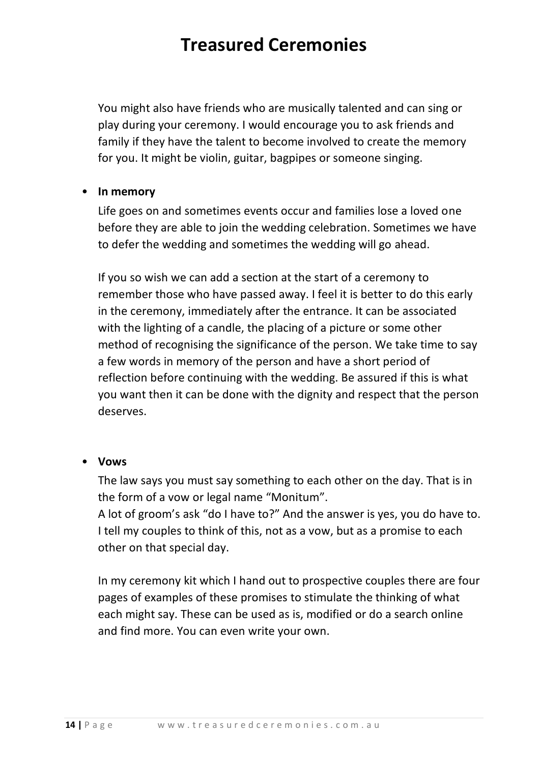You might also have friends who are musically talented and can sing or play during your ceremony. I would encourage you to ask friends and family if they have the talent to become involved to create the memory for you. It might be violin, guitar, bagpipes or someone singing.

- **In memory**

  Life goes on and sometimes events occur and families lose a loved one before they are able to join the wedding celebration. Sometimes we have to defer the wedding and sometimes the wedding will go ahead.

  If you so wish we can add a section at the start of a ceremony to remember those who have passed away. I feel it is better to do this early in the ceremony, immediately after the entrance. It can be associated with the lighting of a candle, the placing of a picture or some other method of recognising the significance of the person. We take time to say a few words in memory of the person and have a short period of reflection before continuing with the wedding. Be assured if this is what you want then it can be done with the dignity and respect that the person deserves.

- **Vows**

  The law says you must say something to each other on the day. That is in the form of a vow or legal name "Monitum".
  A lot of groom's ask "do I have to?" And the answer is yes, you do have to. I tell my couples to think of this, not as a vow, but as a promise to each other on that special day.

  In my ceremony kit which I hand out to prospective couples there are four pages of examples of these promises to stimulate the thinking of what each might say. These can be used as is, modified or do a search online and find more. You can even write your own.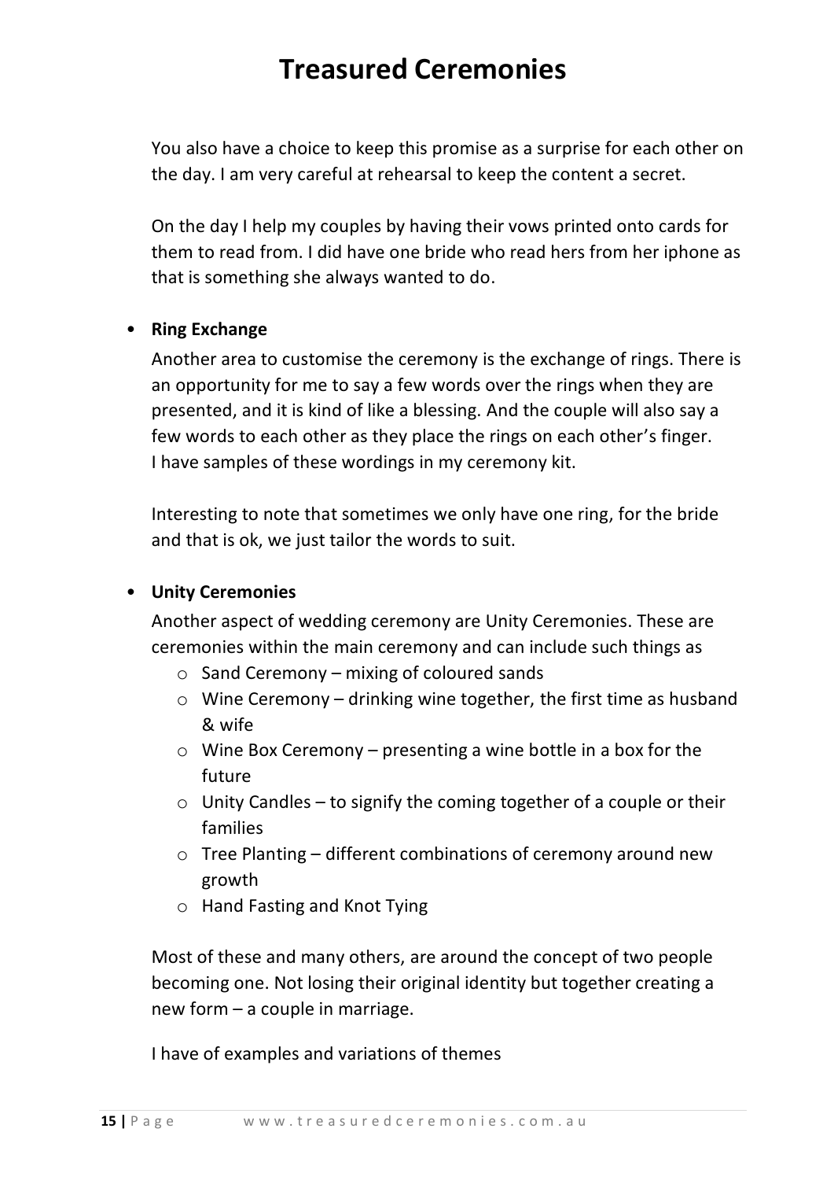You also have a choice to keep this promise as a surprise for each other on the day. I am very careful at rehearsal to keep the content a secret.

On the day I help my couples by having their vows printed onto cards for them to read from. I did have one bride who read hers from her iphone as that is something she always wanted to do.

- **Ring Exchange**

  Another area to customise the ceremony is the exchange of rings. There is an opportunity for me to say a few words over the rings when they are presented, and it is kind of like a blessing. And the couple will also say a few words to each other as they place the rings on each other's finger. I have samples of these wordings in my ceremony kit.

  Interesting to note that sometimes we only have one ring, for the bride and that is ok, we just tailor the words to suit.

- **Unity Ceremonies**

  Another aspect of wedding ceremony are Unity Ceremonies. These are ceremonies within the main ceremony and can include such things as
  - Sand Ceremony – mixing of coloured sands
  - Wine Ceremony – drinking wine together, the first time as husband & wife
  - Wine Box Ceremony – presenting a wine bottle in a box for the future
  - Unity Candles – to signify the coming together of a couple or their families
  - Tree Planting – different combinations of ceremony around new growth
  - Hand Fasting and Knot Tying

  Most of these and many others, are around the concept of two people becoming one. Not losing their original identity but together creating a new form – a couple in marriage.

  I have of examples and variations of themes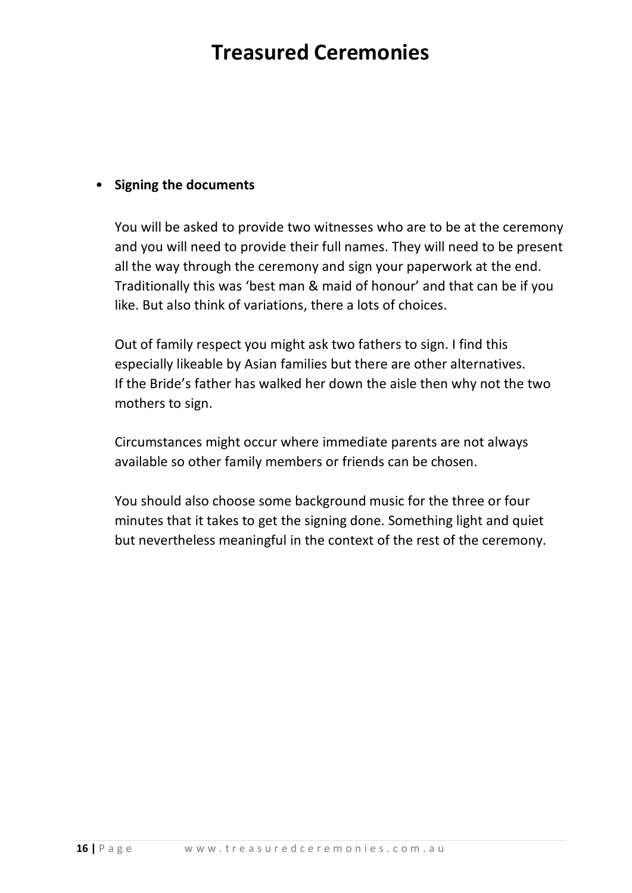- **Signing the documents**

  You will be asked to provide two witnesses who are to be at the ceremony and you will need to provide their full names. They will need to be present all the way through the ceremony and sign your paperwork at the end. Traditionally this was 'best man & maid of honour' and that can be if you like. But also think of variations, there a lots of choices.

  Out of family respect you might ask two fathers to sign. I find this especially likeable by Asian families but there are other alternatives. If the Bride's father has walked her down the aisle then why not the two mothers to sign.

  Circumstances might occur where immediate parents are not always available so other family members or friends can be chosen.

  You should also choose some background music for the three or four minutes that it takes to get the signing done. Something light and quiet but nevertheless meaningful in the context of the rest of the ceremony.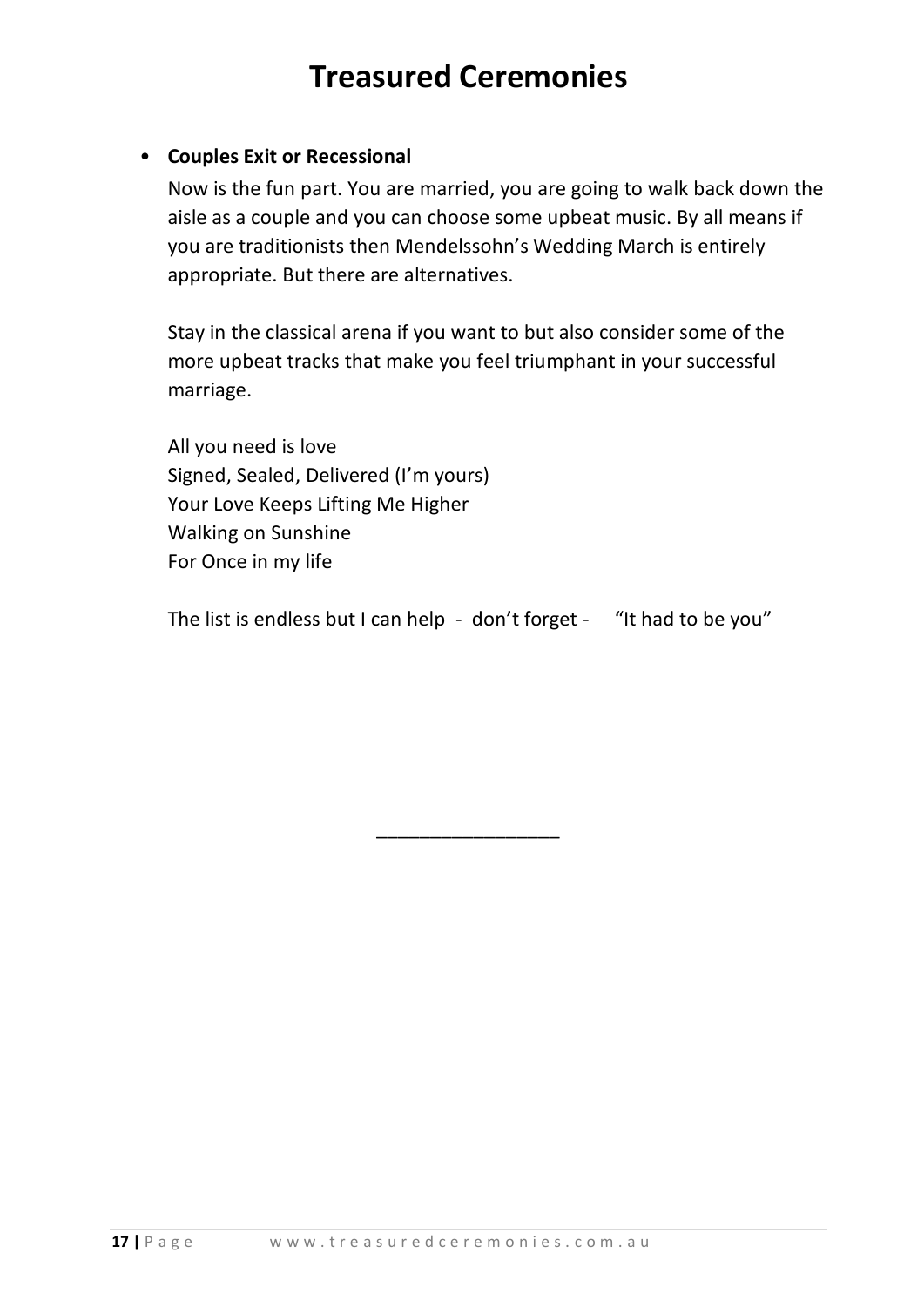- **Couples Exit or Recessional**

  Now is the fun part. You are married, you are going to walk back down the aisle as a couple and you can choose some upbeat music. By all means if you are traditionists then Mendelssohn's Wedding March is entirely appropriate. But there are alternatives.

  Stay in the classical arena if you want to but also consider some of the more upbeat tracks that make you feel triumphant in your successful marriage.

  All you need is love
  Signed, Sealed, Delivered (I'm yours)
  Your Love Keeps Lifting Me Higher
  Walking on Sunshine
  For Once in my life

  The list is endless but I can help - don't forget - "It had to be you"

---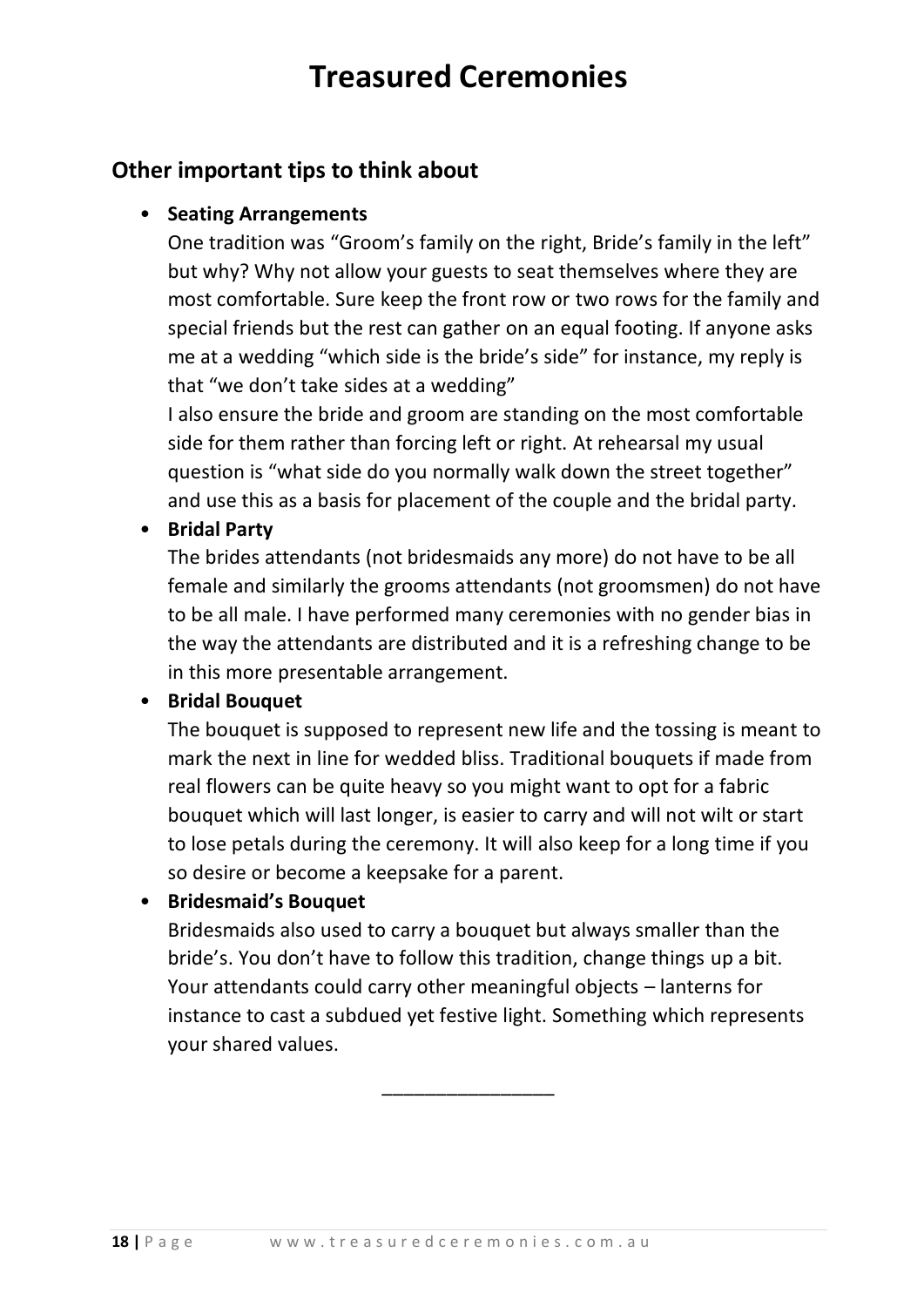# Treasured Ceremonies

## Other important tips to think about

- **Seating Arrangements**
  One tradition was "Groom's family on the right, Bride's family in the left" but why? Why not allow your guests to seat themselves where they are most comfortable. Sure keep the front row or two rows for the family and special friends but the rest can gather on an equal footing. If anyone asks me at a wedding "which side is the bride's side" for instance, my reply is that "we don't take sides at a wedding"
  I also ensure the bride and groom are standing on the most comfortable side for them rather than forcing left or right. At rehearsal my usual question is "what side do you normally walk down the street together" and use this as a basis for placement of the couple and the bridal party.
- **Bridal Party**
  The brides attendants (not bridesmaids any more) do not have to be all female and similarly the grooms attendants (not groomsmen) do not have to be all male. I have performed many ceremonies with no gender bias in the way the attendants are distributed and it is a refreshing change to be in this more presentable arrangement.
- **Bridal Bouquet**
  The bouquet is supposed to represent new life and the tossing is meant to mark the next in line for wedded bliss. Traditional bouquets if made from real flowers can be quite heavy so you might want to opt for a fabric bouquet which will last longer, is easier to carry and will not wilt or start to lose petals during the ceremony. It will also keep for a long time if you so desire or become a keepsake for a parent.
- **Bridesmaid's Bouquet**
  Bridesmaids also used to carry a bouquet but always smaller than the bride's. You don't have to follow this tradition, change things up a bit. Your attendants could carry other meaningful objects – lanterns for instance to cast a subdued yet festive light. Something which represents your shared values.

---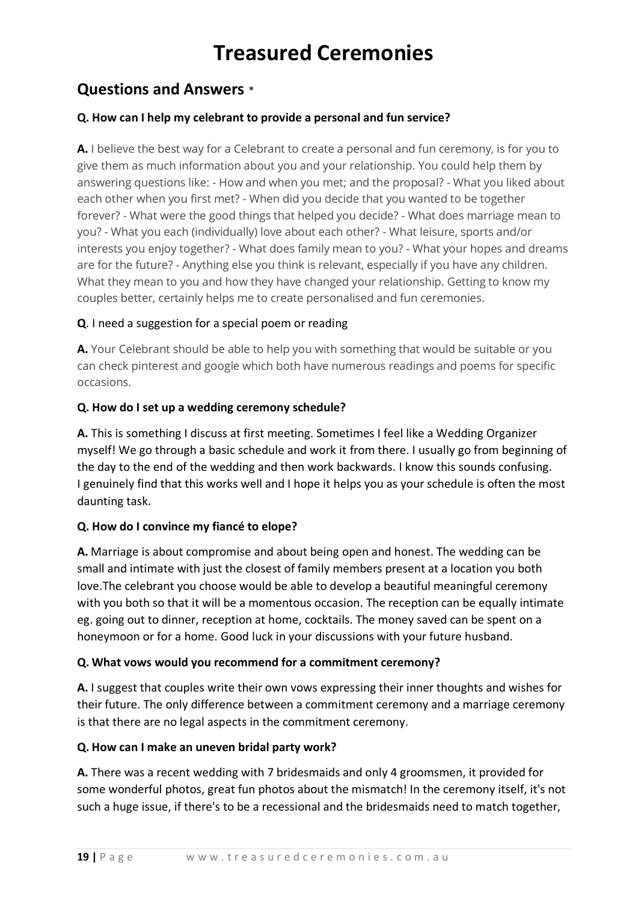# Treasured Ceremonies

## Questions and Answers *

**Q. How can I help my celebrant to provide a personal and fun service?**

**A.** I believe the best way for a Celebrant to create a personal and fun ceremony, is for you to give them as much information about you and your relationship. You could help them by answering questions like: - How and when you met; and the proposal? - What you liked about each other when you first met? - When did you decide that you wanted to be together forever? - What were the good things that helped you decide? - What does marriage mean to you? - What you each (individually) love about each other? - What leisure, sports and/or interests you enjoy together? - What does family mean to you? - What your hopes and dreams are for the future? - Anything else you think is relevant, especially if you have any children. What they mean to you and how they have changed your relationship. Getting to know my couples better, certainly helps me to create personalised and fun ceremonies.

**Q**. I need a suggestion for a special poem or reading

**A.** Your Celebrant should be able to help you with something that would be suitable or you can check pinterest and google which both have numerous readings and poems for specific occasions.

**Q. How do I set up a wedding ceremony schedule?**

**A.** This is something I discuss at first meeting. Sometimes I feel like a Wedding Organizer myself! We go through a basic schedule and work it from there. I usually go from beginning of the day to the end of the wedding and then work backwards. I know this sounds confusing. I genuinely find that this works well and I hope it helps you as your schedule is often the most daunting task.

**Q. How do I convince my fiancé to elope?**

**A.** Marriage is about compromise and about being open and honest. The wedding can be small and intimate with just the closest of family members present at a location you both love.The celebrant you choose would be able to develop a beautiful meaningful ceremony with you both so that it will be a momentous occasion. The reception can be equally intimate eg. going out to dinner, reception at home, cocktails. The money saved can be spent on a honeymoon or for a home. Good luck in your discussions with your future husband.

**Q. What vows would you recommend for a commitment ceremony?**

**A.** I suggest that couples write their own vows expressing their inner thoughts and wishes for their future. The only difference between a commitment ceremony and a marriage ceremony is that there are no legal aspects in the commitment ceremony.

**Q. How can I make an uneven bridal party work?**

**A.** There was a recent wedding with 7 bridesmaids and only 4 groomsmen, it provided for some wonderful photos, great fun photos about the mismatch! In the ceremony itself, it's not such a huge issue, if there's to be a recessional and the bridesmaids need to match together,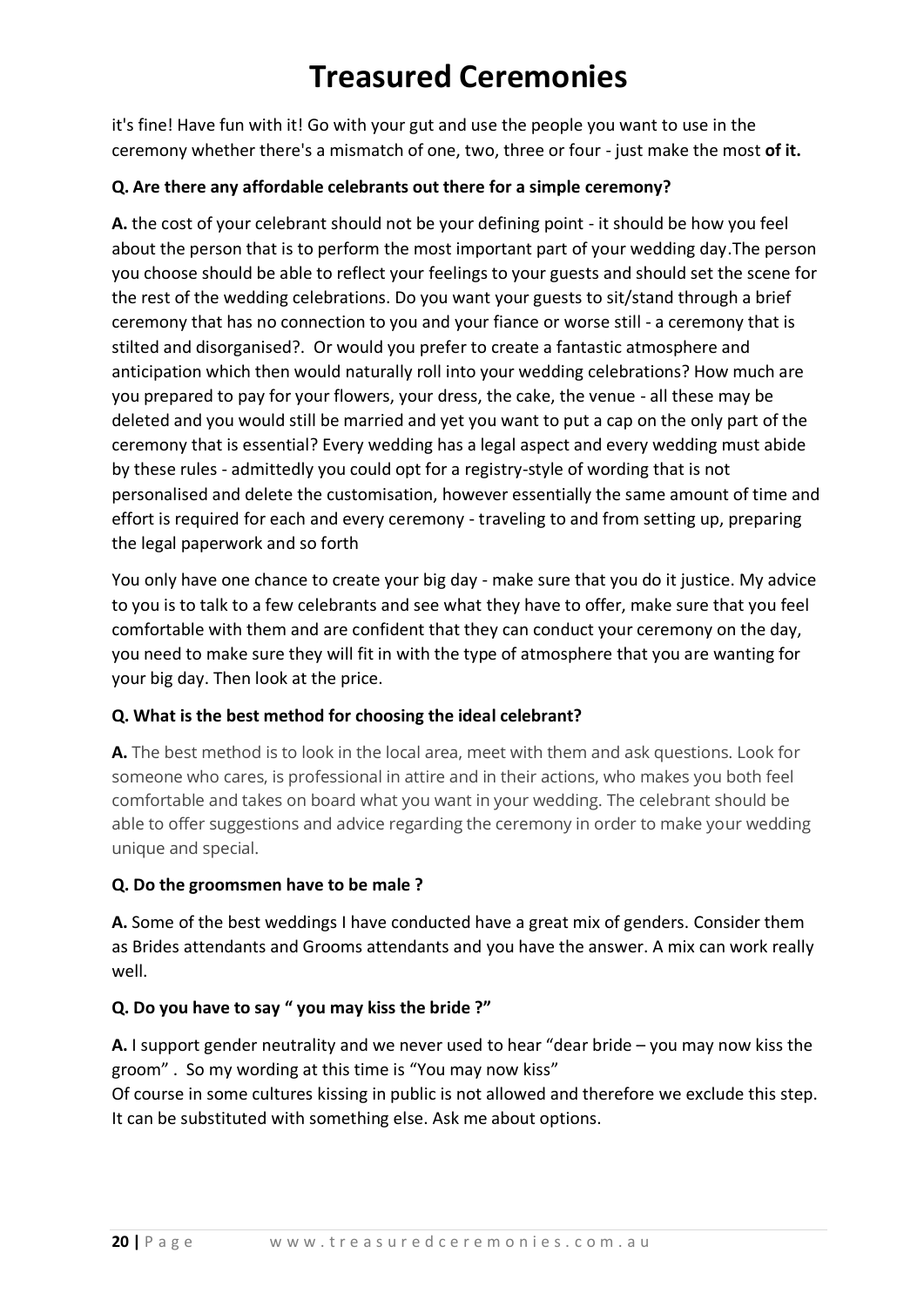it's fine! Have fun with it! Go with your gut and use the people you want to use in the ceremony whether there's a mismatch of one, two, three or four - just make the most **of it.**

**Q. Are there any affordable celebrants out there for a simple ceremony?**

**A.** the cost of your celebrant should not be your defining point - it should be how you feel about the person that is to perform the most important part of your wedding day.The person you choose should be able to reflect your feelings to your guests and should set the scene for the rest of the wedding celebrations. Do you want your guests to sit/stand through a brief ceremony that has no connection to you and your fiance or worse still - a ceremony that is stilted and disorganised?. Or would you prefer to create a fantastic atmosphere and anticipation which then would naturally roll into your wedding celebrations? How much are you prepared to pay for your flowers, your dress, the cake, the venue - all these may be deleted and you would still be married and yet you want to put a cap on the only part of the ceremony that is essential? Every wedding has a legal aspect and every wedding must abide by these rules - admittedly you could opt for a registry-style of wording that is not personalised and delete the customisation, however essentially the same amount of time and effort is required for each and every ceremony - traveling to and from setting up, preparing the legal paperwork and so forth

You only have one chance to create your big day - make sure that you do it justice. My advice to you is to talk to a few celebrants and see what they have to offer, make sure that you feel comfortable with them and are confident that they can conduct your ceremony on the day, you need to make sure they will fit in with the type of atmosphere that you are wanting for your big day. Then look at the price.

**Q. What is the best method for choosing the ideal celebrant?**

**A.** The best method is to look in the local area, meet with them and ask questions. Look for someone who cares, is professional in attire and in their actions, who makes you both feel comfortable and takes on board what you want in your wedding. The celebrant should be able to offer suggestions and advice regarding the ceremony in order to make your wedding unique and special.

**Q. Do the groomsmen have to be male ?**

**A.** Some of the best weddings I have conducted have a great mix of genders. Consider them as Brides attendants and Grooms attendants and you have the answer. A mix can work really well.

**Q. Do you have to say " you may kiss the bride ?"**

**A.** I support gender neutrality and we never used to hear "dear bride – you may now kiss the groom" . So my wording at this time is "You may now kiss"
Of course in some cultures kissing in public is not allowed and therefore we exclude this step. It can be substituted with something else. Ask me about options.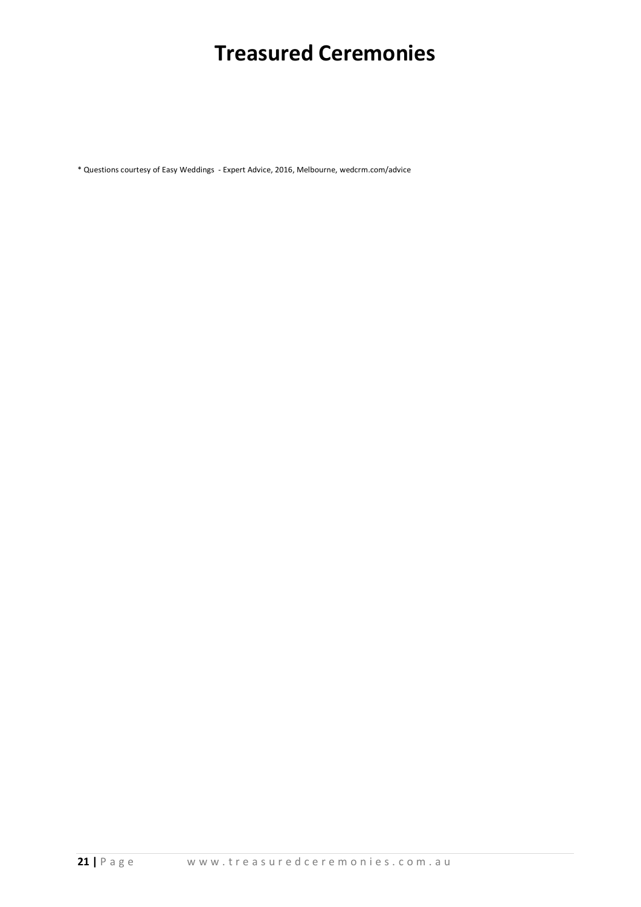* Questions courtesy of Easy Weddings - Expert Advice, 2016, Melbourne, wedcrm.com/advice